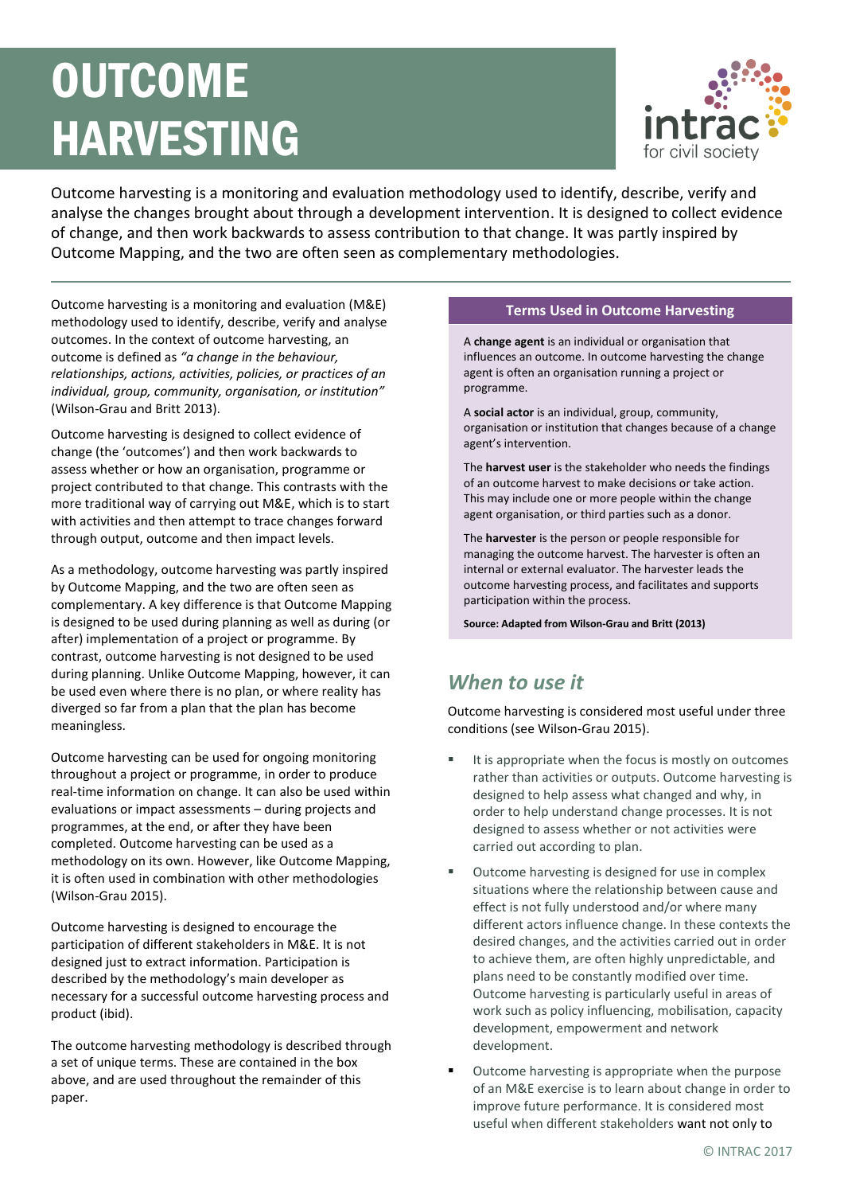# OUTCOME HARVESTING

Outcome harvesting is a monitoring and evaluation methodology used to identify, describe, verify and analyse the changes brought about through a development intervention. It is designed to collect evidence of change, and then work backwards to assess contribution to that change. It was partly inspired by Outcome Mapping, and the two are often seen as complementary methodologies.

Outcome harvesting is a monitoring and evaluation (M&E) methodology used to identify, describe, verify and analyse outcomes. In the context of outcome harvesting, an outcome is defined as *"a change in the behaviour, relationships, actions, activities, policies, or practices of an individual, group, community, organisation, or institution"* (Wilson-Grau and Britt 2013).

Outcome harvesting is designed to collect evidence of change (the 'outcomes') and then work backwards to assess whether or how an organisation, programme or project contributed to that change. This contrasts with the more traditional way of carrying out M&E, which is to start with activities and then attempt to trace changes forward through output, outcome and then impact levels.

As a methodology, outcome harvesting was partly inspired by Outcome Mapping, and the two are often seen as complementary. A key difference is that Outcome Mapping is designed to be used during planning as well as during (or after) implementation of a project or programme. By contrast, outcome harvesting is not designed to be used during planning. Unlike Outcome Mapping, however, it can be used even where there is no plan, or where reality has diverged so far from a plan that the plan has become meaningless.

Outcome harvesting can be used for ongoing monitoring throughout a project or programme, in order to produce real-time information on change. It can also be used within evaluations or impact assessments – during projects and programmes, at the end, or after they have been completed. Outcome harvesting can be used as a methodology on its own. However, like Outcome Mapping, it is often used in combination with other methodologies (Wilson-Grau 2015).

Outcome harvesting is designed to encourage the participation of different stakeholders in M&E. It is not designed just to extract information. Participation is described by the methodology's main developer as necessary for a successful outcome harvesting process and product (ibid).

The outcome harvesting methodology is described through a set of unique terms. These are contained in the box above, and are used throughout the remainder of this paper.

**Terms Used in Outcome Harvesting**

A **change agent** is an individual or organisation that influences an outcome. In outcome harvesting the change agent is often an organisation running a project or programme.

A **social actor** is an individual, group, community, organisation or institution that changes because of a change agent's intervention.

The **harvest user** is the stakeholder who needs the findings of an outcome harvest to make decisions or take action. This may include one or more people within the change agent organisation, or third parties such as a donor.

The **harvester** is the person or people responsible for managing the outcome harvest. The harvester is often an internal or external evaluator. The harvester leads the outcome harvesting process, and facilitates and supports participation within the process.

**Source: Adapted from Wilson-Grau and Britt (2013)**

## *When to use it*

Outcome harvesting is considered most useful under three conditions (see Wilson-Grau 2015).

- It is appropriate when the focus is mostly on outcomes rather than activities or outputs. Outcome harvesting is designed to help assess what changed and why, in order to help understand change processes. It is not designed to assess whether or not activities were carried out according to plan.
- Outcome harvesting is designed for use in complex situations where the relationship between cause and effect is not fully understood and/or where many different actors influence change. In these contexts the desired changes, and the activities carried out in order to achieve them, are often highly unpredictable, and plans need to be constantly modified over time. Outcome harvesting is particularly useful in areas of work such as policy influencing, mobilisation, capacity development, empowerment and network development.
- Outcome harvesting is appropriate when the purpose of an M&E exercise is to learn about change in order to improve future performance. It is considered most useful when different stakeholders want not only to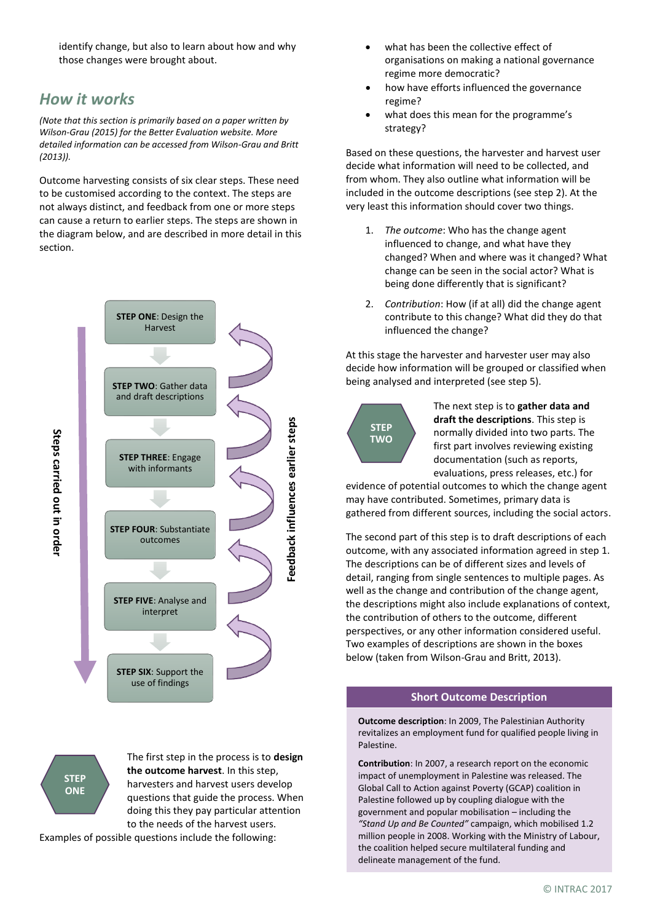identify change, but also to learn about how and why those changes were brought about.

## How it works

*(Note that this section is primarily based on a paper written by Wilson-Grau (2015) for the Better Evaluation website. More detailed information can be accessed from Wilson-Grau and Britt (2013)).*

Outcome harvesting consists of six clear steps. These need to be customised according to the context. The steps are not always distinct, and feedback from one or more steps can cause a return to earlier steps. The steps are shown in the diagram below, and are described in more detail in this section.

Steps carried out in order

**STEP ONE**: Design the Harvest

**STEP TWO**: Gather data and draft descriptions

**STEP THREE**: Engage with informants

**STEP FOUR**: Substantiate outcomes

**STEP FIVE**: Analyse and interpret

**STEP SIX**: Support the use of findings

Feedback influences earlier steps

**STEP ONE**

The first step in the process is to **design the outcome harvest**. In this step, harvesters and harvest users develop questions that guide the process. When doing this they pay particular attention to the needs of the harvest users. Examples of possible questions include the following:

- what has been the collective effect of organisations on making a national governance regime more democratic?
- how have efforts influenced the governance regime?
- what does this mean for the programme's strategy?

Based on these questions, the harvester and harvest user decide what information will need to be collected, and from whom. They also outline what information will be included in the outcome descriptions (see step 2). At the very least this information should cover two things.

1. *The outcome*: Who has the change agent influenced to change, and what have they changed? When and where was it changed? What change can be seen in the social actor? What is being done differently that is significant?
2. *Contribution*: How (if at all) did the change agent contribute to this change? What did they do that influenced the change?

At this stage the harvester and harvester user may also decide how information will be grouped or classified when being analysed and interpreted (see step 5).

**STEP TWO**

The next step is to **gather data and draft the descriptions**. This step is normally divided into two parts. The first part involves reviewing existing documentation (such as reports, evaluations, press releases, etc.) for evidence of potential outcomes to which the change agent may have contributed. Sometimes, primary data is gathered from different sources, including the social actors.

The second part of this step is to draft descriptions of each outcome, with any associated information agreed in step 1. The descriptions can be of different sizes and levels of detail, ranging from single sentences to multiple pages. As well as the change and contribution of the change agent, the descriptions might also include explanations of context, the contribution of others to the outcome, different perspectives, or any other information considered useful. Two examples of descriptions are shown in the boxes below (taken from Wilson-Grau and Britt, 2013).

**Short Outcome Description**

**Outcome description**: In 2009, The Palestinian Authority revitalizes an employment fund for qualified people living in Palestine.

**Contribution**: In 2007, a research report on the economic impact of unemployment in Palestine was released. The Global Call to Action against Poverty (GCAP) coalition in Palestine followed up by coupling dialogue with the government and popular mobilisation – including the *"Stand Up and Be Counted"* campaign, which mobilised 1.2 million people in 2008. Working with the Ministry of Labour, the coalition helped secure multilateral funding and delineate management of the fund.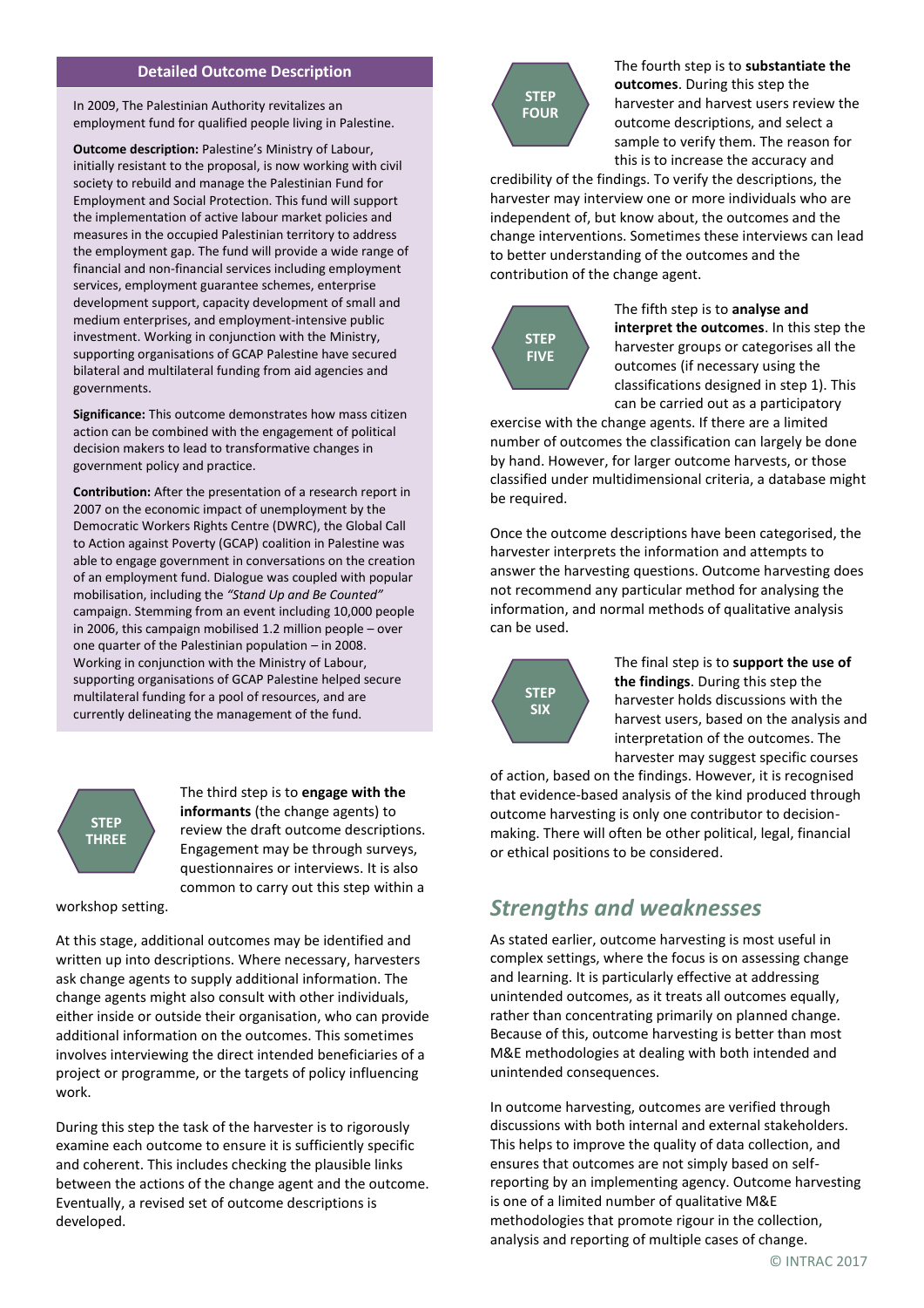### Detailed Outcome Description

In 2009, The Palestinian Authority revitalizes an employment fund for qualified people living in Palestine.

**Outcome description:** Palestine's Ministry of Labour, initially resistant to the proposal, is now working with civil society to rebuild and manage the Palestinian Fund for Employment and Social Protection. This fund will support the implementation of active labour market policies and measures in the occupied Palestinian territory to address the employment gap. The fund will provide a wide range of financial and non-financial services including employment services, employment guarantee schemes, enterprise development support, capacity development of small and medium enterprises, and employment-intensive public investment. Working in conjunction with the Ministry, supporting organisations of GCAP Palestine have secured bilateral and multilateral funding from aid agencies and governments.

**Significance:** This outcome demonstrates how mass citizen action can be combined with the engagement of political decision makers to lead to transformative changes in government policy and practice.

**Contribution:** After the presentation of a research report in 2007 on the economic impact of unemployment by the Democratic Workers Rights Centre (DWRC), the Global Call to Action against Poverty (GCAP) coalition in Palestine was able to engage government in conversations on the creation of an employment fund. Dialogue was coupled with popular mobilisation, including the *"Stand Up and Be Counted"* campaign. Stemming from an event including 10,000 people in 2006, this campaign mobilised 1.2 million people – over one quarter of the Palestinian population – in 2008. Working in conjunction with the Ministry of Labour, supporting organisations of GCAP Palestine helped secure multilateral funding for a pool of resources, and are currently delineating the management of the fund.

**STEP THREE**

The third step is to **engage with the informants** (the change agents) to review the draft outcome descriptions. Engagement may be through surveys, questionnaires or interviews. It is also common to carry out this step within a workshop setting.

At this stage, additional outcomes may be identified and written up into descriptions. Where necessary, harvesters ask change agents to supply additional information. The change agents might also consult with other individuals, either inside or outside their organisation, who can provide additional information on the outcomes. This sometimes involves interviewing the direct intended beneficiaries of a project or programme, or the targets of policy influencing work.

During this step the task of the harvester is to rigorously examine each outcome to ensure it is sufficiently specific and coherent. This includes checking the plausible links between the actions of the change agent and the outcome. Eventually, a revised set of outcome descriptions is developed.

**STEP FOUR**

The fourth step is to **substantiate the outcomes**. During this step the harvester and harvest users review the outcome descriptions, and select a sample to verify them. The reason for this is to increase the accuracy and credibility of the findings. To verify the descriptions, the harvester may interview one or more individuals who are independent of, but know about, the outcomes and the change interventions. Sometimes these interviews can lead to better understanding of the outcomes and the contribution of the change agent.

**STEP FIVE**

The fifth step is to **analyse and interpret the outcomes**. In this step the harvester groups or categorises all the outcomes (if necessary using the classifications designed in step 1). This can be carried out as a participatory exercise with the change agents. If there are a limited number of outcomes the classification can largely be done by hand. However, for larger outcome harvests, or those classified under multidimensional criteria, a database might be required.

Once the outcome descriptions have been categorised, the harvester interprets the information and attempts to answer the harvesting questions. Outcome harvesting does not recommend any particular method for analysing the information, and normal methods of qualitative analysis can be used.

**STEP SIX**

The final step is to **support the use of the findings**. During this step the harvester holds discussions with the harvest users, based on the analysis and interpretation of the outcomes. The harvester may suggest specific courses of action, based on the findings. However, it is recognised that evidence-based analysis of the kind produced through outcome harvesting is only one contributor to decision-making. There will often be other political, legal, financial or ethical positions to be considered.

## *Strengths and weaknesses*

As stated earlier, outcome harvesting is most useful in complex settings, where the focus is on assessing change and learning. It is particularly effective at addressing unintended outcomes, as it treats all outcomes equally, rather than concentrating primarily on planned change. Because of this, outcome harvesting is better than most M&E methodologies at dealing with both intended and unintended consequences.

In outcome harvesting, outcomes are verified through discussions with both internal and external stakeholders. This helps to improve the quality of data collection, and ensures that outcomes are not simply based on self-reporting by an implementing agency. Outcome harvesting is one of a limited number of qualitative M&E methodologies that promote rigour in the collection, analysis and reporting of multiple cases of change.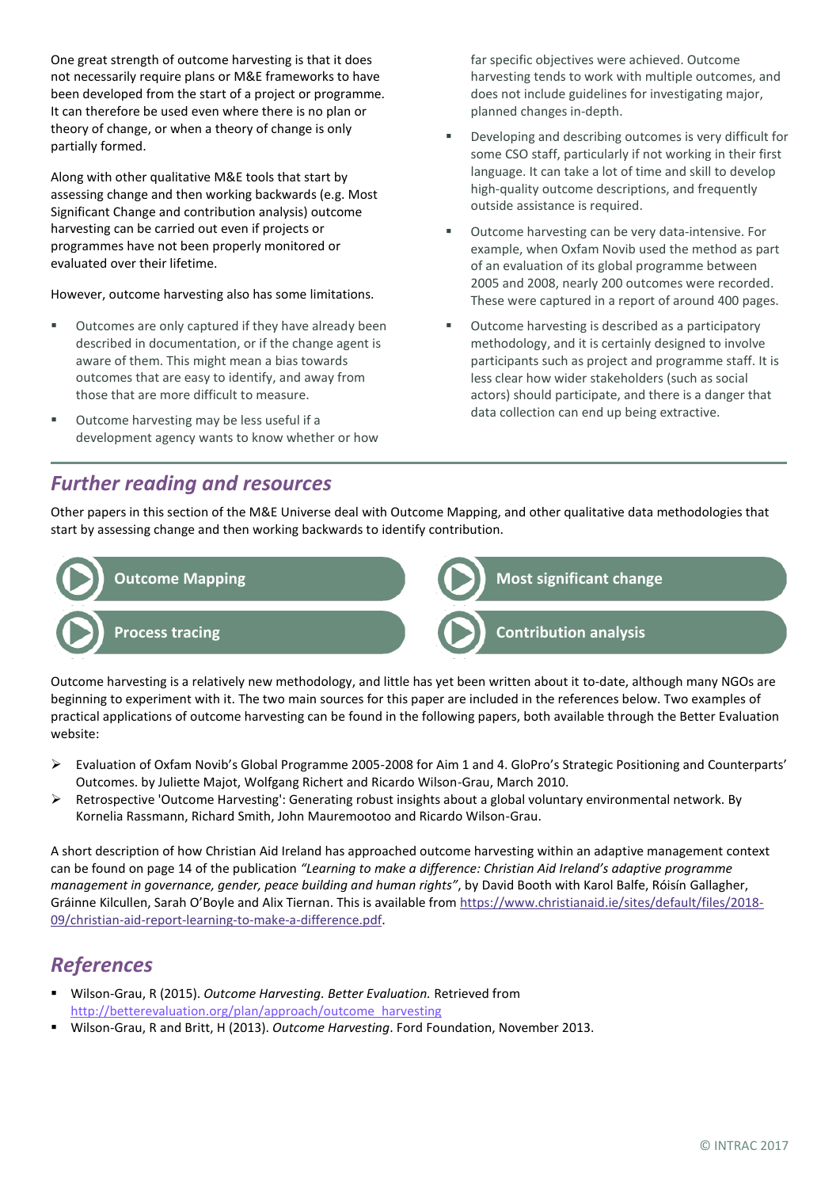One great strength of outcome harvesting is that it does not necessarily require plans or M&E frameworks to have been developed from the start of a project or programme. It can therefore be used even where there is no plan or theory of change, or when a theory of change is only partially formed.

Along with other qualitative M&E tools that start by assessing change and then working backwards (e.g. Most Significant Change and contribution analysis) outcome harvesting can be carried out even if projects or programmes have not been properly monitored or evaluated over their lifetime.

However, outcome harvesting also has some limitations.

- Outcomes are only captured if they have already been described in documentation, or if the change agent is aware of them. This might mean a bias towards outcomes that are easy to identify, and away from those that are more difficult to measure.
- Outcome harvesting may be less useful if a development agency wants to know whether or how far specific objectives were achieved. Outcome harvesting tends to work with multiple outcomes, and does not include guidelines for investigating major, planned changes in-depth.
- Developing and describing outcomes is very difficult for some CSO staff, particularly if not working in their first language. It can take a lot of time and skill to develop high-quality outcome descriptions, and frequently outside assistance is required.
- Outcome harvesting can be very data-intensive. For example, when Oxfam Novib used the method as part of an evaluation of its global programme between 2005 and 2008, nearly 200 outcomes were recorded. These were captured in a report of around 400 pages.
- Outcome harvesting is described as a participatory methodology, and it is certainly designed to involve participants such as project and programme staff. It is less clear how wider stakeholders (such as social actors) should participate, and there is a danger that data collection can end up being extractive.

## Further reading and resources

Other papers in this section of the M&E Universe deal with Outcome Mapping, and other qualitative data methodologies that start by assessing change and then working backwards to identify contribution.

- Outcome Mapping
- Most significant change
- Process tracing
- Contribution analysis

Outcome harvesting is a relatively new methodology, and little has yet been written about it to-date, although many NGOs are beginning to experiment with it. The two main sources for this paper are included in the references below. Two examples of practical applications of outcome harvesting can be found in the following papers, both available through the Better Evaluation website:

- Evaluation of Oxfam Novib's Global Programme 2005-2008 for Aim 1 and 4. GloPro's Strategic Positioning and Counterparts' Outcomes. by Juliette Majot, Wolfgang Richert and Ricardo Wilson-Grau, March 2010.
- Retrospective 'Outcome Harvesting': Generating robust insights about a global voluntary environmental network. By Kornelia Rassmann, Richard Smith, John Mauremootoo and Ricardo Wilson-Grau.

A short description of how Christian Aid Ireland has approached outcome harvesting within an adaptive management context can be found on page 14 of the publication *"Learning to make a difference: Christian Aid Ireland's adaptive programme management in governance, gender, peace building and human rights"*, by David Booth with Karol Balfe, Róisín Gallagher, Gráinne Kilcullen, Sarah O'Boyle and Alix Tiernan. This is available from https://www.christianaid.ie/sites/default/files/2018-09/christian-aid-report-learning-to-make-a-difference.pdf.

## References

- Wilson-Grau, R (2015). *Outcome Harvesting. Better Evaluation.* Retrieved from http://betterevaluation.org/plan/approach/outcome_harvesting
- Wilson-Grau, R and Britt, H (2013). *Outcome Harvesting*. Ford Foundation, November 2013.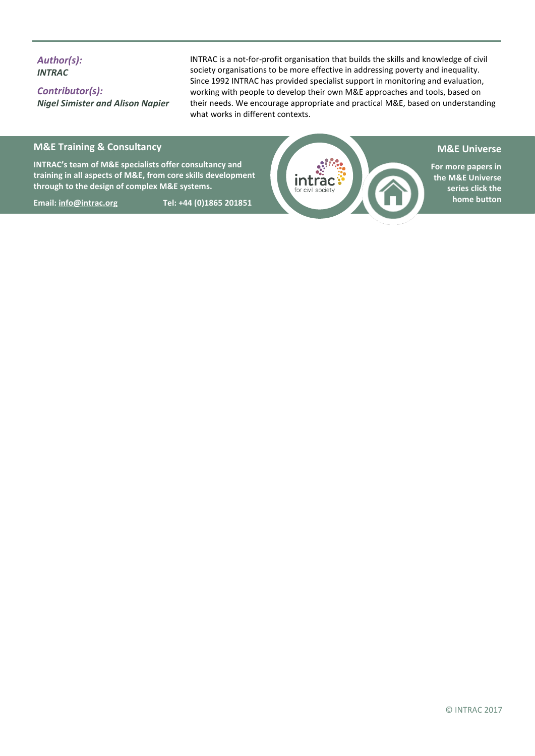***Author(s):***
***INTRAC***

***Contributor(s):***
***Nigel Simister and Alison Napier***

INTRAC is a not-for-profit organisation that builds the skills and knowledge of civil society organisations to be more effective in addressing poverty and inequality. Since 1992 INTRAC has provided specialist support in monitoring and evaluation, working with people to develop their own M&E approaches and tools, based on their needs. We encourage appropriate and practical M&E, based on understanding what works in different contexts.

## M&E Training & Consultancy

**INTRAC's team of M&E specialists offer consultancy and training in all aspects of M&E, from core skills development through to the design of complex M&E systems.**

**Email: info@intrac.org** **Tel: +44 (0)1865 201851**

## M&E Universe

**For more papers in the M&E Universe series click the home button**

© INTRAC 2017